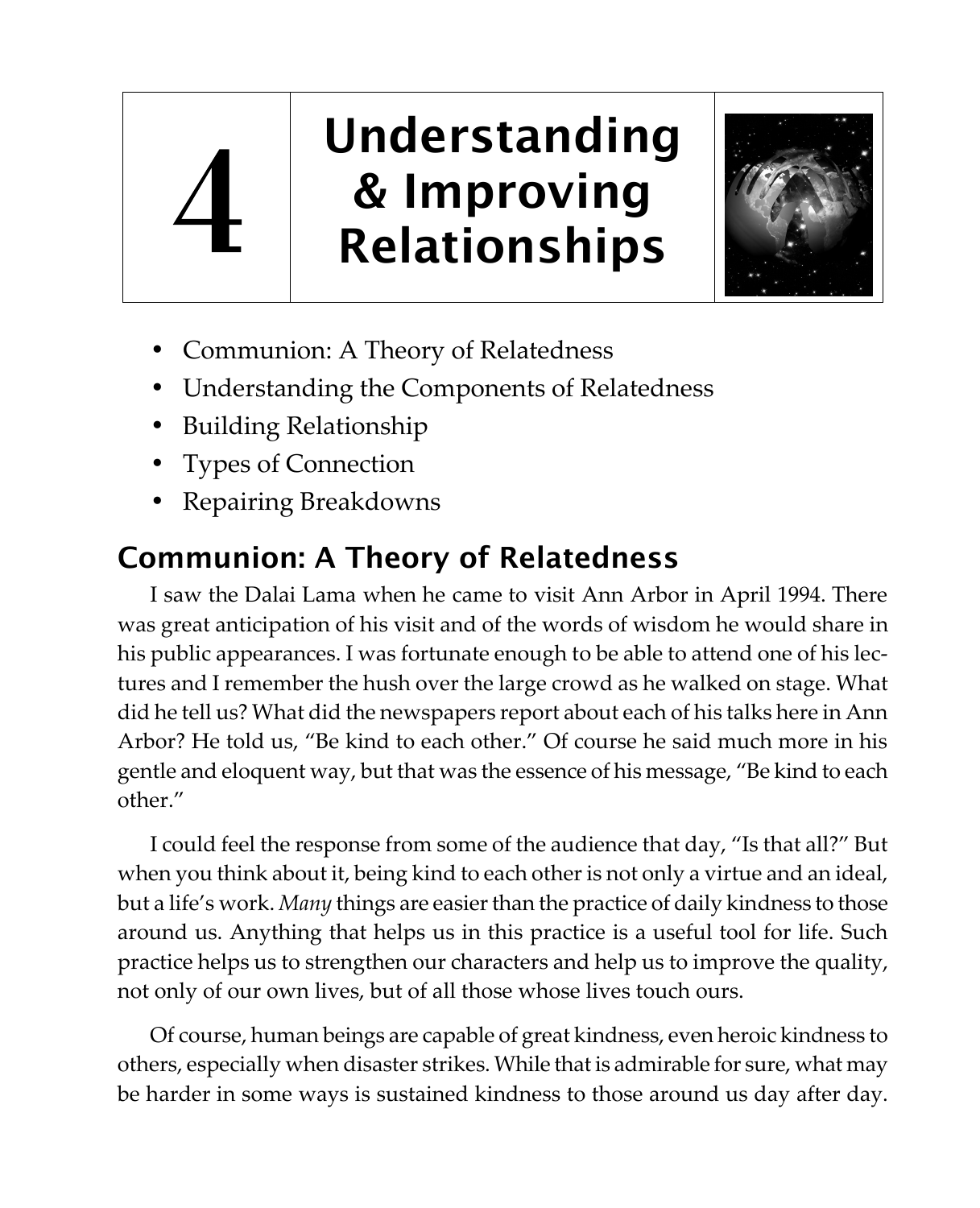# 4 Understanding & Improving Relationships

- Communion: A Theory of Relatedness
- Understanding the Components of Relatedness
- Building Relationship
- Types of Connection
- Repairing Breakdowns

## Communion: A Theory of Relatedness

I saw the Dalai Lama when he came to visit Ann Arbor in April 1994. There was great anticipation of his visit and of the words of wisdom he would share in his public appearances. I was fortunate enough to be able to attend one of his lectures and I remember the hush over the large crowd as he walked on stage. What did he tell us? What did the newspapers report about each of his talks here in Ann Arbor? He told us, "Be kind to each other." Of course he said much more in his gentle and eloquent way, but that was the essence of his message, "Be kind to each other."

I could feel the response from some of the audience that day, "Is that all?" But when you think about it, being kind to each other is not only a virtue and an ideal, but a life's work. *Many* things are easier than the practice of daily kindness to those around us. Anything that helps us in this practice is a useful tool for life. Such practice helps us to strengthen our characters and help us to improve the quality, not only of our own lives, but of all those whose lives touch ours.

Of course, human beings are capable of great kindness, even heroic kindness to others, especially when disaster strikes. While that is admirable for sure, what may be harder in some ways is sustained kindness to those around us day after day.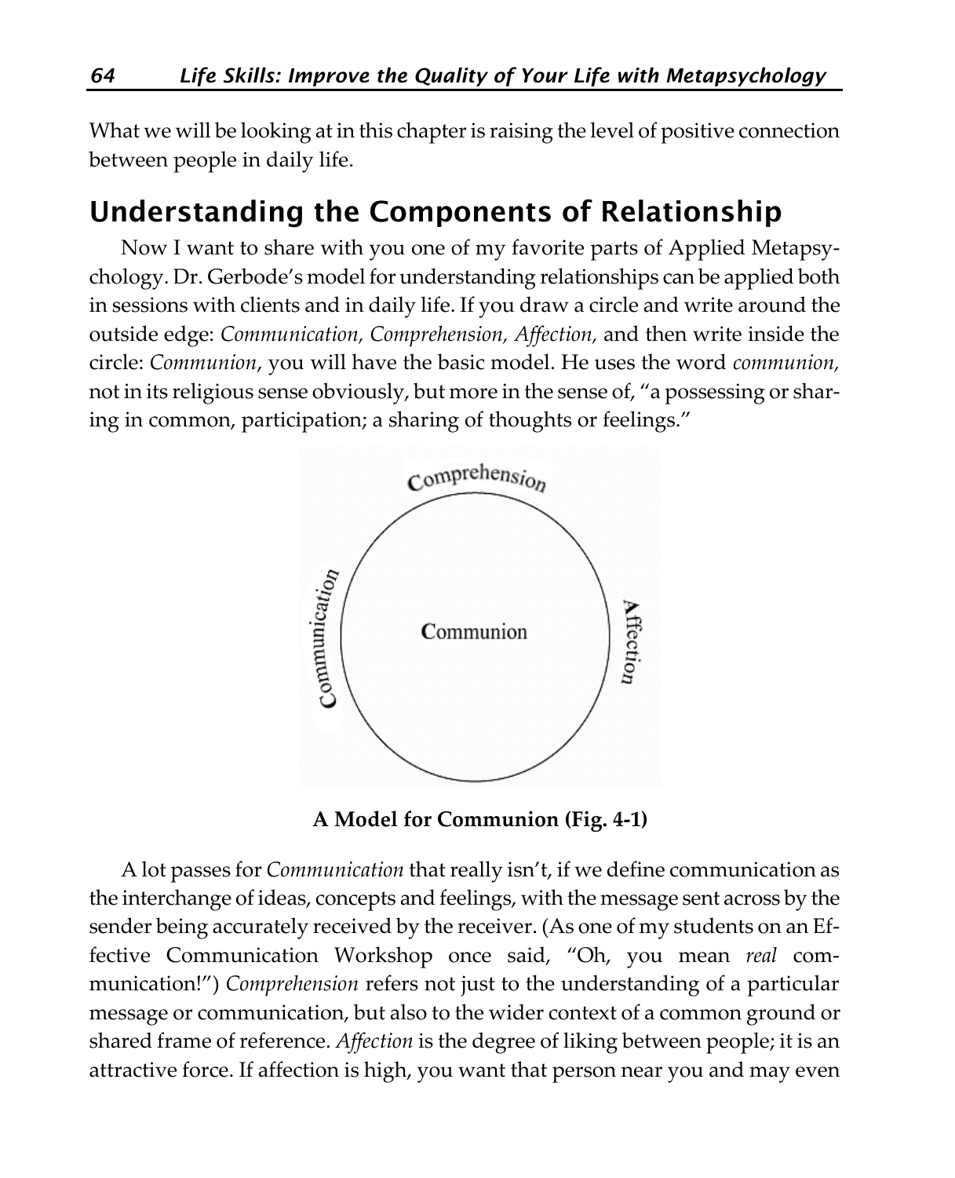What we will be looking at in this chapter is raising the level of positive connection between people in daily life.

## Understanding the Components of Relationship

Now I want to share with you one of my favorite parts of Applied Metapsychology. Dr. Gerbode's model for understanding relationships can be applied both in sessions with clients and in daily life. If you draw a circle and write around the outside edge: *Communication, Comprehension, Affection,* and then write inside the circle: *Communion*, you will have the basic model. He uses the word *communion,* not in its religious sense obviously, but more in the sense of, "a possessing or sharing in common, participation; a sharing of thoughts or feelings."

**A Model for Communion (Fig. 4-1)**

A lot passes for *Communication* that really isn't, if we define communication as the interchange of ideas, concepts and feelings, with the message sent across by the sender being accurately received by the receiver. (As one of my students on an Effective Communication Workshop once said, "Oh, you mean *real* communication!") *Comprehension* refers not just to the understanding of a particular message or communication, but also to the wider context of a common ground or shared frame of reference. *Affection* is the degree of liking between people; it is an attractive force. If affection is high, you want that person near you and may even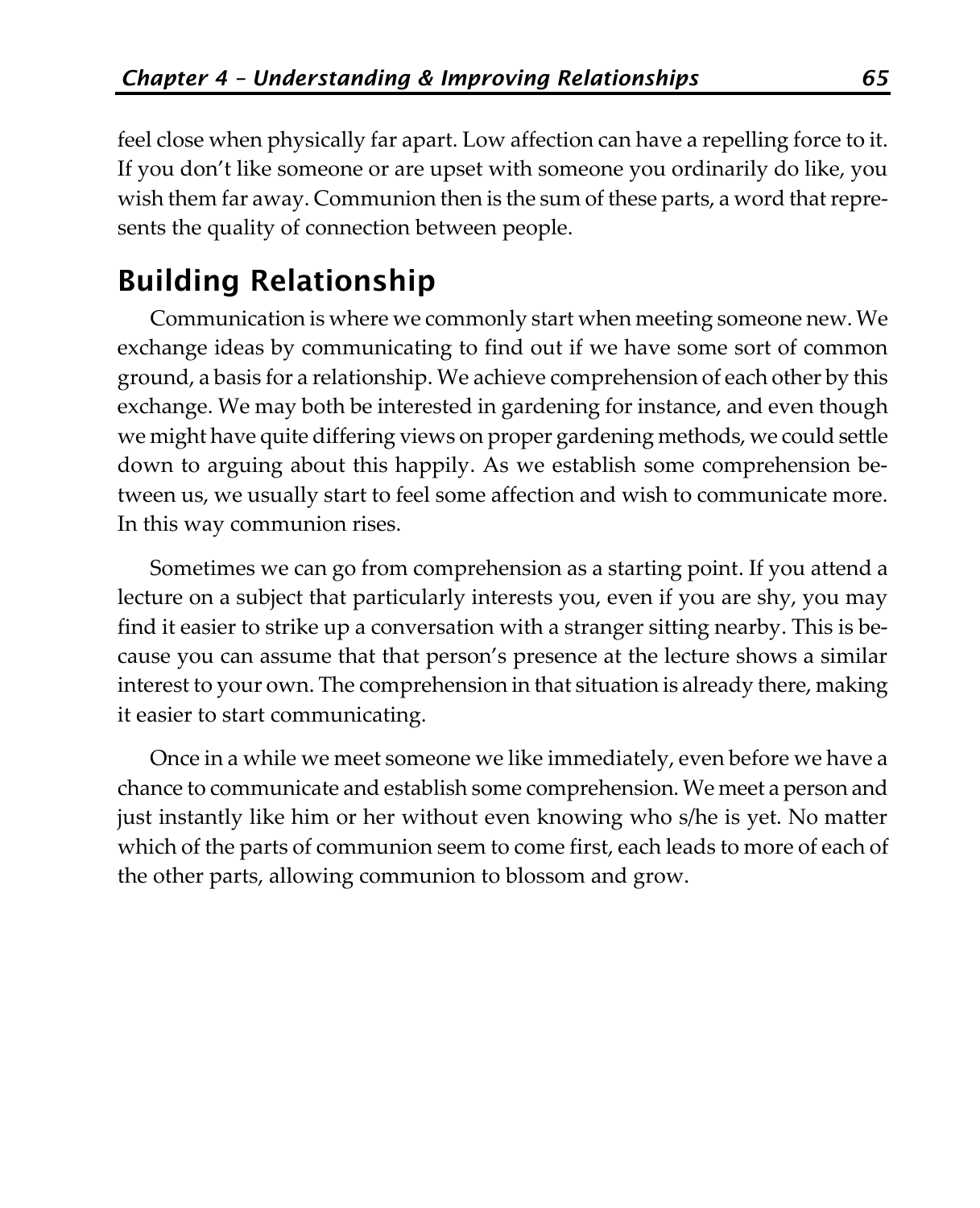feel close when physically far apart. Low affection can have a repelling force to it. If you don't like someone or are upset with someone you ordinarily do like, you wish them far away. Communion then is the sum of these parts, a word that represents the quality of connection between people.

## Building Relationship

Communication is where we commonly start when meeting someone new. We exchange ideas by communicating to find out if we have some sort of common ground, a basis for a relationship. We achieve comprehension of each other by this exchange. We may both be interested in gardening for instance, and even though we might have quite differing views on proper gardening methods, we could settle down to arguing about this happily. As we establish some comprehension between us, we usually start to feel some affection and wish to communicate more. In this way communion rises.

Sometimes we can go from comprehension as a starting point. If you attend a lecture on a subject that particularly interests you, even if you are shy, you may find it easier to strike up a conversation with a stranger sitting nearby. This is because you can assume that that person's presence at the lecture shows a similar interest to your own. The comprehension in that situation is already there, making it easier to start communicating.

Once in a while we meet someone we like immediately, even before we have a chance to communicate and establish some comprehension. We meet a person and just instantly like him or her without even knowing who s/he is yet. No matter which of the parts of communion seem to come first, each leads to more of each of the other parts, allowing communion to blossom and grow.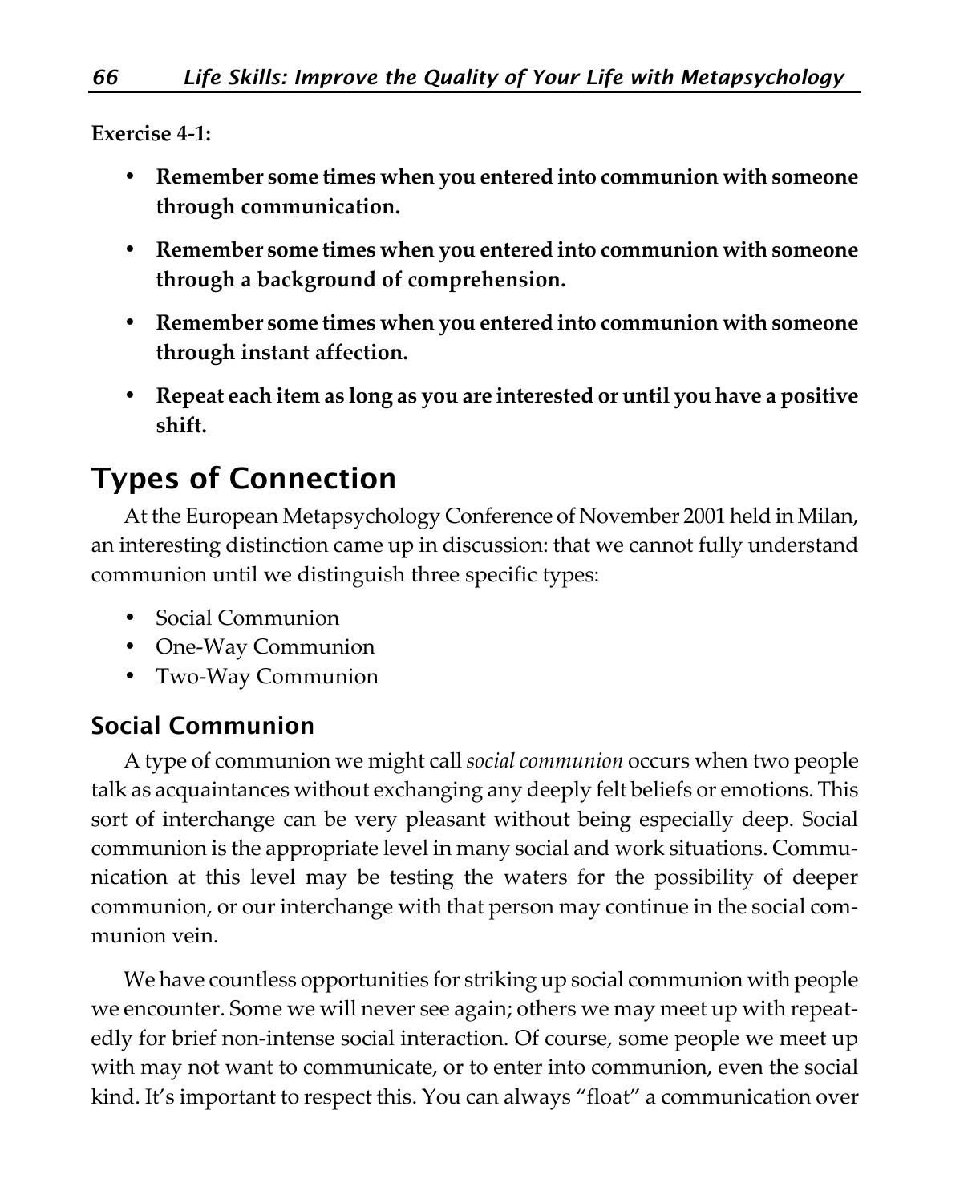**Exercise 4-1:**

- **Remember some times when you entered into communion with someone through communication.**
- **Remember some times when you entered into communion with someone through a background of comprehension.**
- **Remember some times when you entered into communion with someone through instant affection.**
- **Repeat each item as long as you are interested or until you have a positive shift.**

## Types of Connection

At the European Metapsychology Conference of November 2001 held in Milan, an interesting distinction came up in discussion: that we cannot fully understand communion until we distinguish three specific types:

- Social Communion
- One-Way Communion
- Two-Way Communion

### Social Communion

A type of communion we might call *social communion* occurs when two people talk as acquaintances without exchanging any deeply felt beliefs or emotions. This sort of interchange can be very pleasant without being especially deep. Social communion is the appropriate level in many social and work situations. Communication at this level may be testing the waters for the possibility of deeper communion, or our interchange with that person may continue in the social communion vein.

We have countless opportunities for striking up social communion with people we encounter. Some we will never see again; others we may meet up with repeatedly for brief non-intense social interaction. Of course, some people we meet up with may not want to communicate, or to enter into communion, even the social kind. It's important to respect this. You can always "float" a communication over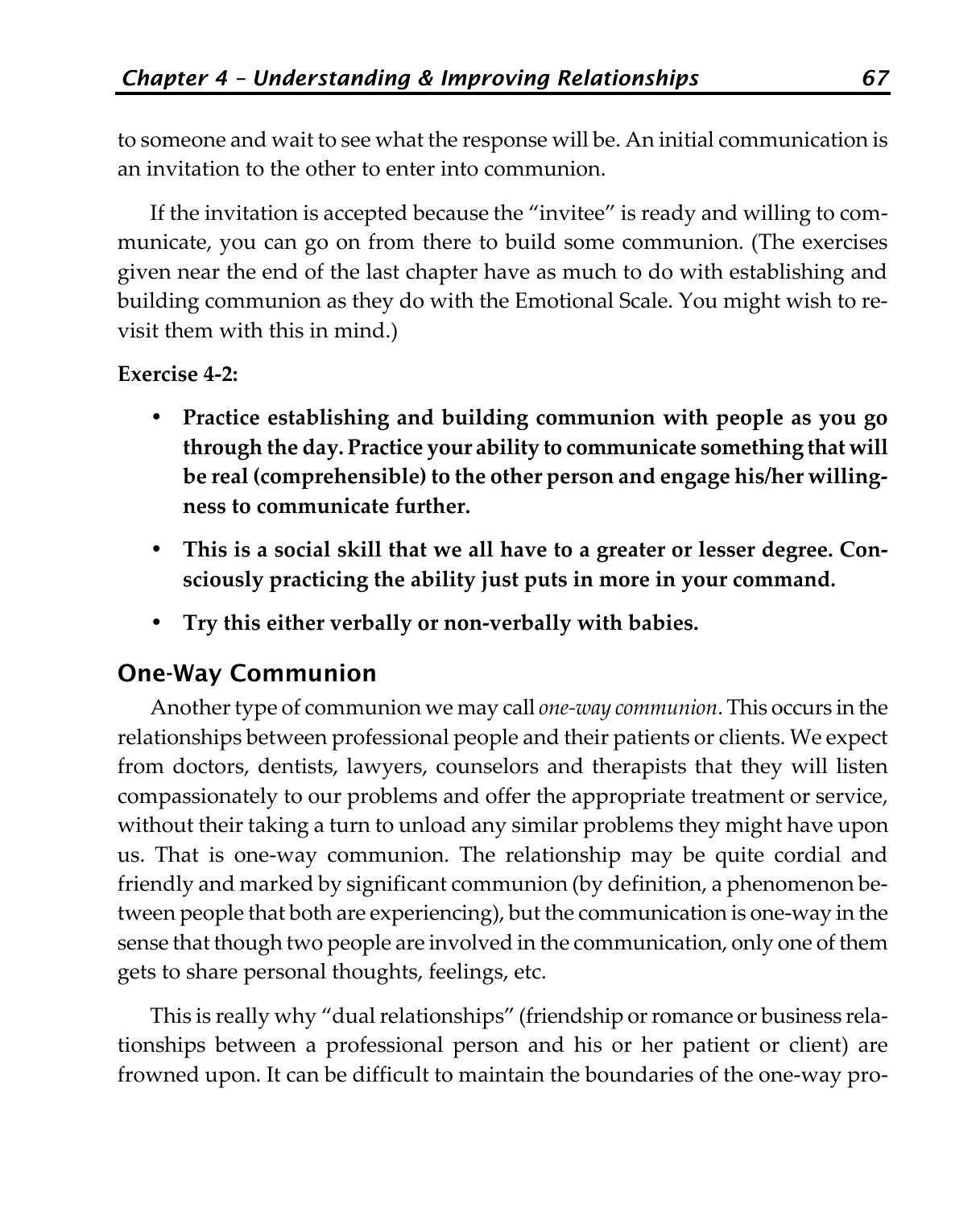to someone and wait to see what the response will be. An initial communication is an invitation to the other to enter into communion.

If the invitation is accepted because the "invitee" is ready and willing to communicate, you can go on from there to build some communion. (The exercises given near the end of the last chapter have as much to do with establishing and building communion as they do with the Emotional Scale. You might wish to revisit them with this in mind.)

**Exercise 4-2:**

- **Practice establishing and building communion with people as you go through the day. Practice your ability to communicate something that will be real (comprehensible) to the other person and engage his/her willingness to communicate further.**
- **This is a social skill that we all have to a greater or lesser degree. Consciously practicing the ability just puts in more in your command.**
- **Try this either verbally or non-verbally with babies.**

## One-Way Communion

Another type of communion we may call *one-way communion*. This occurs in the relationships between professional people and their patients or clients. We expect from doctors, dentists, lawyers, counselors and therapists that they will listen compassionately to our problems and offer the appropriate treatment or service, without their taking a turn to unload any similar problems they might have upon us. That is one-way communion. The relationship may be quite cordial and friendly and marked by significant communion (by definition, a phenomenon between people that both are experiencing), but the communication is one-way in the sense that though two people are involved in the communication, only one of them gets to share personal thoughts, feelings, etc.

This is really why "dual relationships" (friendship or romance or business relationships between a professional person and his or her patient or client) are frowned upon. It can be difficult to maintain the boundaries of the one-way pro-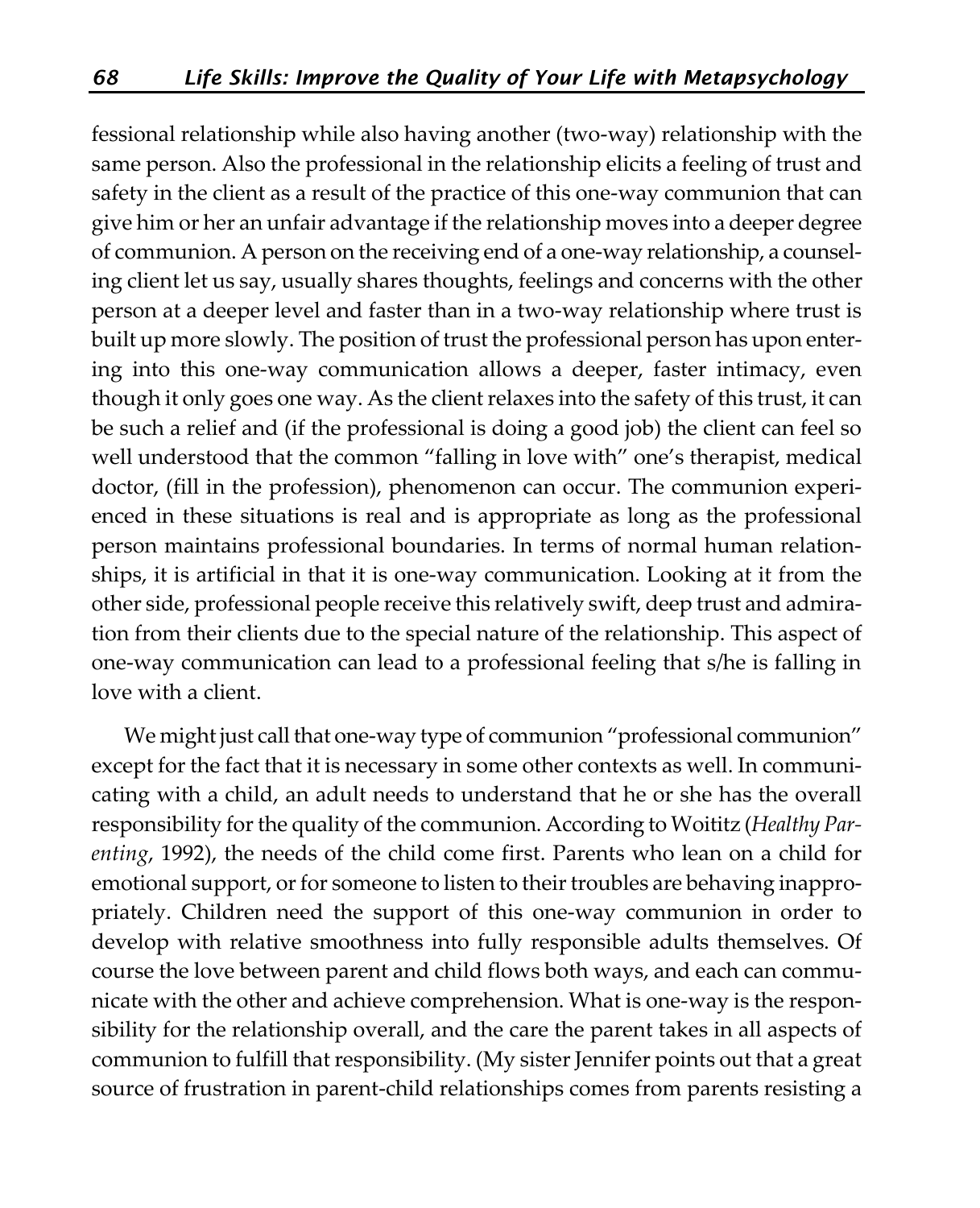fessional relationship while also having another (two-way) relationship with the same person. Also the professional in the relationship elicits a feeling of trust and safety in the client as a result of the practice of this one-way communion that can give him or her an unfair advantage if the relationship moves into a deeper degree of communion. A person on the receiving end of a one-way relationship, a counseling client let us say, usually shares thoughts, feelings and concerns with the other person at a deeper level and faster than in a two-way relationship where trust is built up more slowly. The position of trust the professional person has upon entering into this one-way communication allows a deeper, faster intimacy, even though it only goes one way. As the client relaxes into the safety of this trust, it can be such a relief and (if the professional is doing a good job) the client can feel so well understood that the common "falling in love with" one's therapist, medical doctor, (fill in the profession), phenomenon can occur. The communion experienced in these situations is real and is appropriate as long as the professional person maintains professional boundaries. In terms of normal human relationships, it is artificial in that it is one-way communication. Looking at it from the other side, professional people receive this relatively swift, deep trust and admiration from their clients due to the special nature of the relationship. This aspect of one-way communication can lead to a professional feeling that s/he is falling in love with a client.

We might just call that one-way type of communion "professional communion" except for the fact that it is necessary in some other contexts as well. In communicating with a child, an adult needs to understand that he or she has the overall responsibility for the quality of the communion. According to Woititz (*Healthy Parenting*, 1992), the needs of the child come first. Parents who lean on a child for emotional support, or for someone to listen to their troubles are behaving inappropriately. Children need the support of this one-way communion in order to develop with relative smoothness into fully responsible adults themselves. Of course the love between parent and child flows both ways, and each can communicate with the other and achieve comprehension. What is one-way is the responsibility for the relationship overall, and the care the parent takes in all aspects of communion to fulfill that responsibility. (My sister Jennifer points out that a great source of frustration in parent-child relationships comes from parents resisting a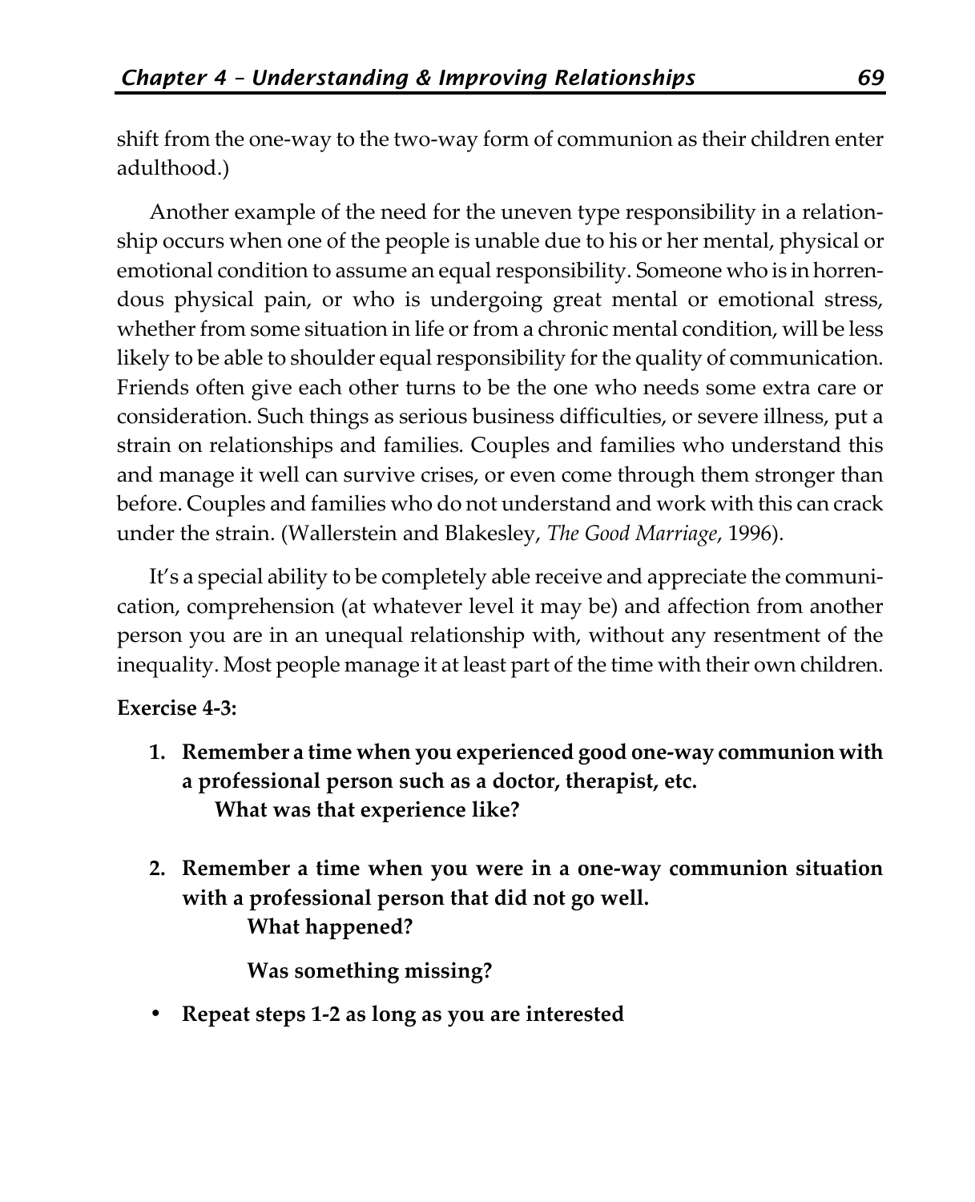shift from the one-way to the two-way form of communion as their children enter adulthood.)

Another example of the need for the uneven type responsibility in a relationship occurs when one of the people is unable due to his or her mental, physical or emotional condition to assume an equal responsibility. Someone who is in horrendous physical pain, or who is undergoing great mental or emotional stress, whether from some situation in life or from a chronic mental condition, will be less likely to be able to shoulder equal responsibility for the quality of communication. Friends often give each other turns to be the one who needs some extra care or consideration. Such things as serious business difficulties, or severe illness, put a strain on relationships and families. Couples and families who understand this and manage it well can survive crises, or even come through them stronger than before. Couples and families who do not understand and work with this can crack under the strain. (Wallerstein and Blakesley, *The Good Marriage*, 1996).

It's a special ability to be completely able receive and appreciate the communication, comprehension (at whatever level it may be) and affection from another person you are in an unequal relationship with, without any resentment of the inequality. Most people manage it at least part of the time with their own children.

**Exercise 4-3:**

1. **Remember a time when you experienced good one-way communion with a professional person such as a doctor, therapist, etc.**
   **What was that experience like?**

2. **Remember a time when you were in a one-way communion situation with a professional person that did not go well.**
   **What happened?**

   **Was something missing?**

- **Repeat steps 1-2 as long as you are interested**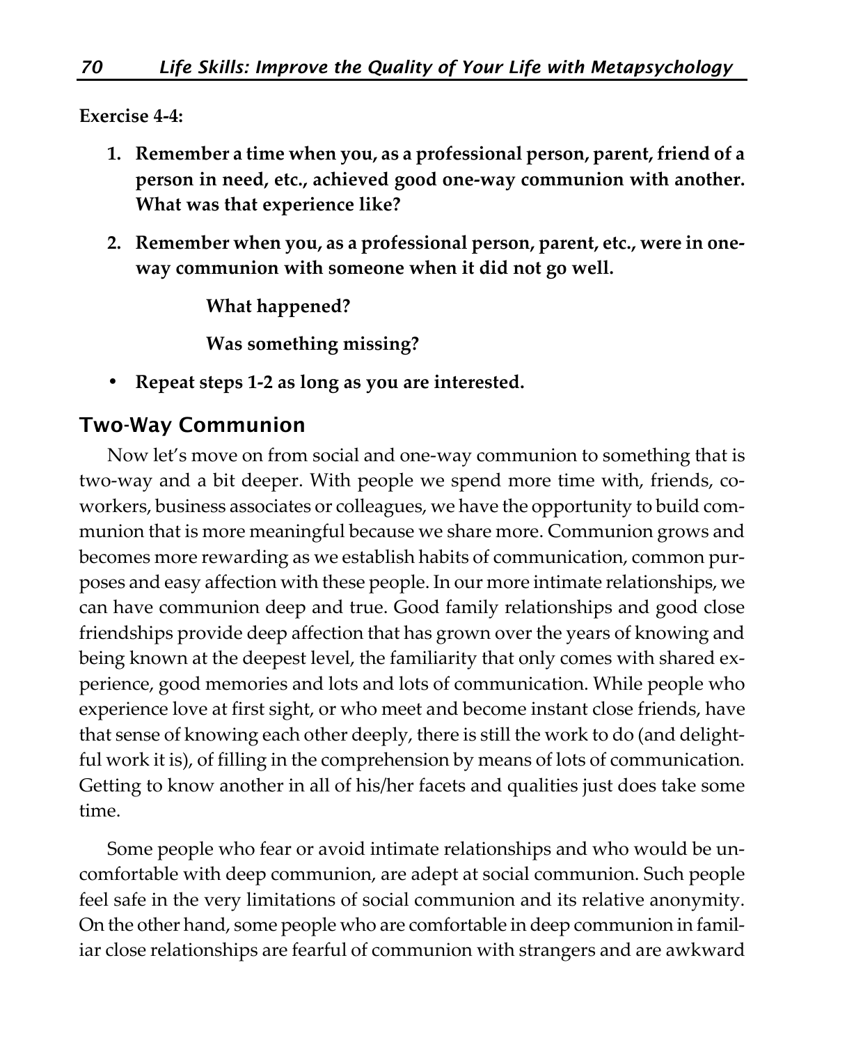**Exercise 4-4:**

1. **Remember a time when you, as a professional person, parent, friend of a person in need, etc., achieved good one-way communion with another. What was that experience like?**

2. **Remember when you, as a professional person, parent, etc., were in one-way communion with someone when it did not go well.**

   **What happened?**

   **Was something missing?**

- **Repeat steps 1-2 as long as you are interested.**

## Two-Way Communion

Now let's move on from social and one-way communion to something that is two-way and a bit deeper. With people we spend more time with, friends, co-workers, business associates or colleagues, we have the opportunity to build communion that is more meaningful because we share more. Communion grows and becomes more rewarding as we establish habits of communication, common purposes and easy affection with these people. In our more intimate relationships, we can have communion deep and true. Good family relationships and good close friendships provide deep affection that has grown over the years of knowing and being known at the deepest level, the familiarity that only comes with shared experience, good memories and lots and lots of communication. While people who experience love at first sight, or who meet and become instant close friends, have that sense of knowing each other deeply, there is still the work to do (and delightful work it is), of filling in the comprehension by means of lots of communication. Getting to know another in all of his/her facets and qualities just does take some time.

Some people who fear or avoid intimate relationships and who would be uncomfortable with deep communion, are adept at social communion. Such people feel safe in the very limitations of social communion and its relative anonymity. On the other hand, some people who are comfortable in deep communion in familiar close relationships are fearful of communion with strangers and are awkward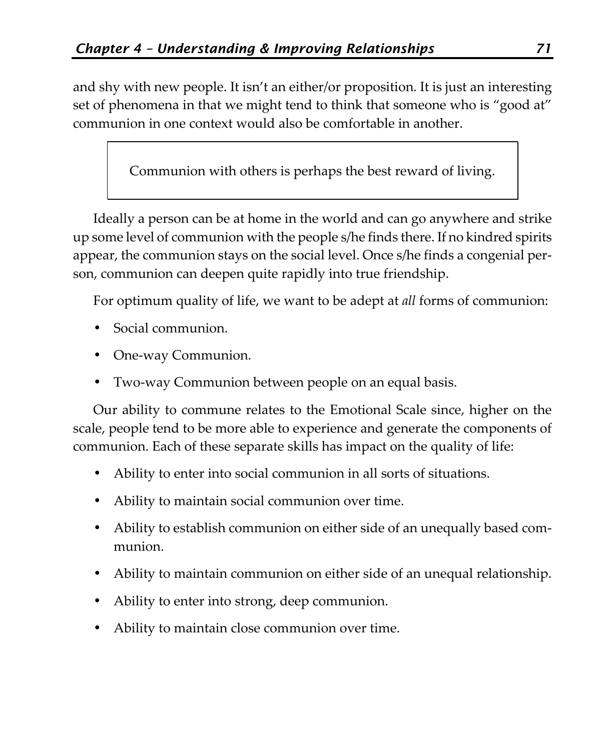and shy with new people. It isn't an either/or proposition. It is just an interesting set of phenomena in that we might tend to think that someone who is "good at" communion in one context would also be comfortable in another.

> Communion with others is perhaps the best reward of living.

Ideally a person can be at home in the world and can go anywhere and strike up some level of communion with the people s/he finds there. If no kindred spirits appear, the communion stays on the social level. Once s/he finds a congenial person, communion can deepen quite rapidly into true friendship.

For optimum quality of life, we want to be adept at *all* forms of communion:

- Social communion.
- One-way Communion.
- Two-way Communion between people on an equal basis.

Our ability to commune relates to the Emotional Scale since, higher on the scale, people tend to be more able to experience and generate the components of communion. Each of these separate skills has impact on the quality of life:

- Ability to enter into social communion in all sorts of situations.
- Ability to maintain social communion over time.
- Ability to establish communion on either side of an unequally based communion.
- Ability to maintain communion on either side of an unequal relationship.
- Ability to enter into strong, deep communion.
- Ability to maintain close communion over time.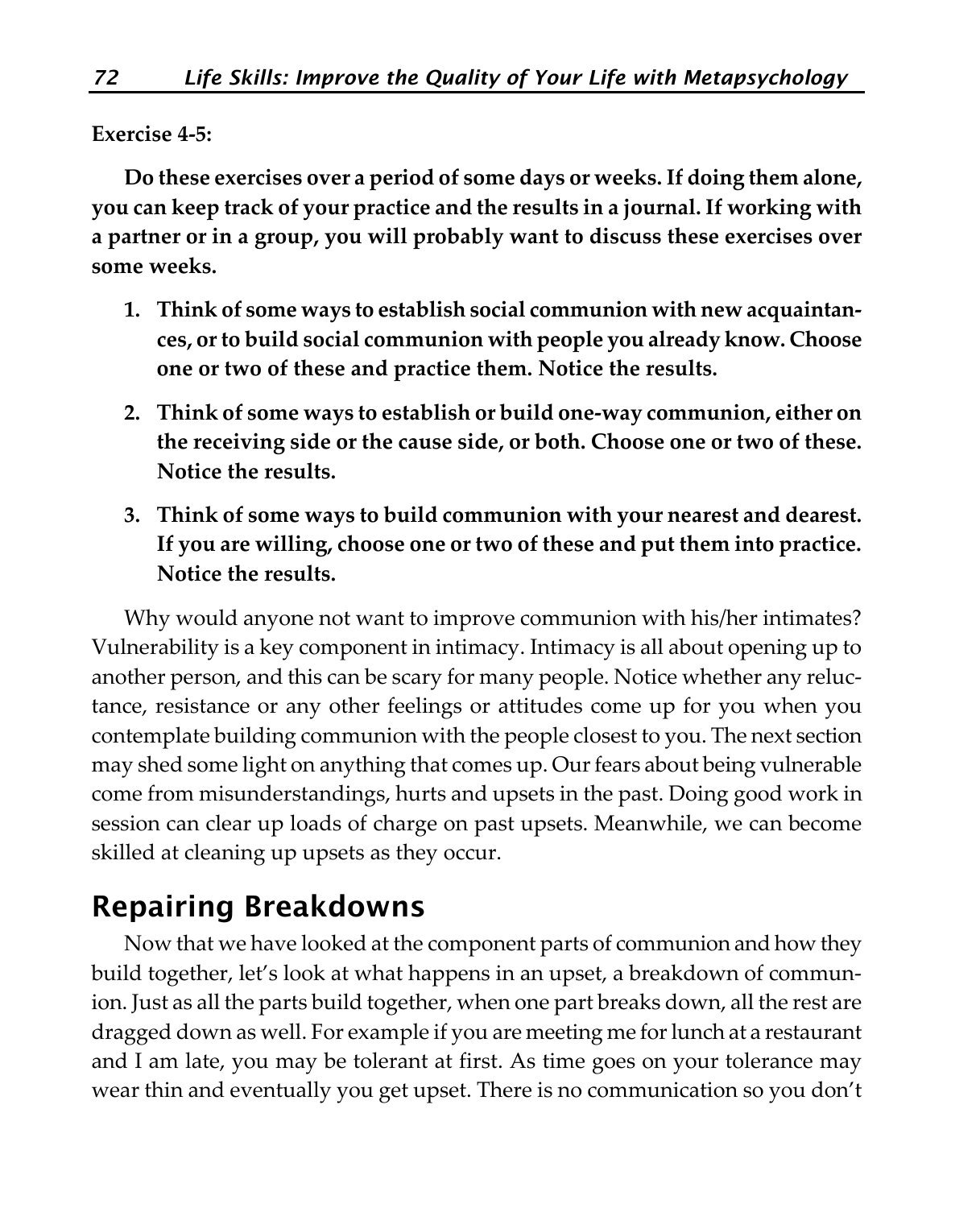**Exercise 4-5:**

**Do these exercises over a period of some days or weeks. If doing them alone, you can keep track of your practice and the results in a journal. If working with a partner or in a group, you will probably want to discuss these exercises over some weeks.**

1. **Think of some ways to establish social communion with new acquaintances, or to build social communion with people you already know. Choose one or two of these and practice them. Notice the results.**
2. **Think of some ways to establish or build one-way communion, either on the receiving side or the cause side, or both. Choose one or two of these. Notice the results.**
3. **Think of some ways to build communion with your nearest and dearest. If you are willing, choose one or two of these and put them into practice. Notice the results.**

Why would anyone not want to improve communion with his/her intimates? Vulnerability is a key component in intimacy. Intimacy is all about opening up to another person, and this can be scary for many people. Notice whether any reluctance, resistance or any other feelings or attitudes come up for you when you contemplate building communion with the people closest to you. The next section may shed some light on anything that comes up. Our fears about being vulnerable come from misunderstandings, hurts and upsets in the past. Doing good work in session can clear up loads of charge on past upsets. Meanwhile, we can become skilled at cleaning up upsets as they occur.

## Repairing Breakdowns

Now that we have looked at the component parts of communion and how they build together, let's look at what happens in an upset, a breakdown of communion. Just as all the parts build together, when one part breaks down, all the rest are dragged down as well. For example if you are meeting me for lunch at a restaurant and I am late, you may be tolerant at first. As time goes on your tolerance may wear thin and eventually you get upset. There is no communication so you don't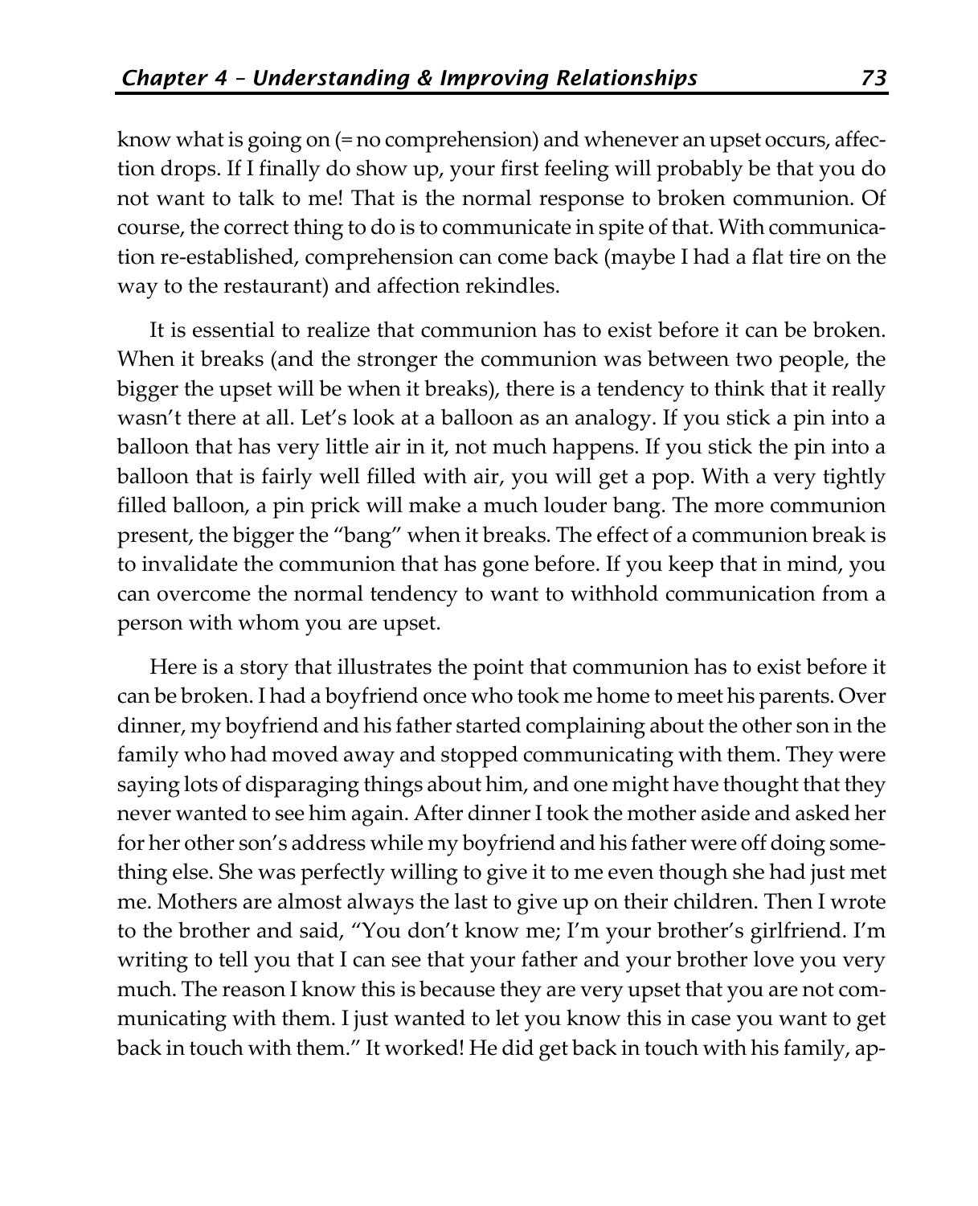know what is going on (= no comprehension) and whenever an upset occurs, affection drops. If I finally do show up, your first feeling will probably be that you do not want to talk to me! That is the normal response to broken communion. Of course, the correct thing to do is to communicate in spite of that. With communication re-established, comprehension can come back (maybe I had a flat tire on the way to the restaurant) and affection rekindles.

It is essential to realize that communion has to exist before it can be broken. When it breaks (and the stronger the communion was between two people, the bigger the upset will be when it breaks), there is a tendency to think that it really wasn't there at all. Let's look at a balloon as an analogy. If you stick a pin into a balloon that has very little air in it, not much happens. If you stick the pin into a balloon that is fairly well filled with air, you will get a pop. With a very tightly filled balloon, a pin prick will make a much louder bang. The more communion present, the bigger the "bang" when it breaks. The effect of a communion break is to invalidate the communion that has gone before. If you keep that in mind, you can overcome the normal tendency to want to withhold communication from a person with whom you are upset.

Here is a story that illustrates the point that communion has to exist before it can be broken. I had a boyfriend once who took me home to meet his parents. Over dinner, my boyfriend and his father started complaining about the other son in the family who had moved away and stopped communicating with them. They were saying lots of disparaging things about him, and one might have thought that they never wanted to see him again. After dinner I took the mother aside and asked her for her other son's address while my boyfriend and his father were off doing something else. She was perfectly willing to give it to me even though she had just met me. Mothers are almost always the last to give up on their children. Then I wrote to the brother and said, "You don't know me; I'm your brother's girlfriend. I'm writing to tell you that I can see that your father and your brother love you very much. The reason I know this is because they are very upset that you are not communicating with them. I just wanted to let you know this in case you want to get back in touch with them." It worked! He did get back in touch with his family, ap-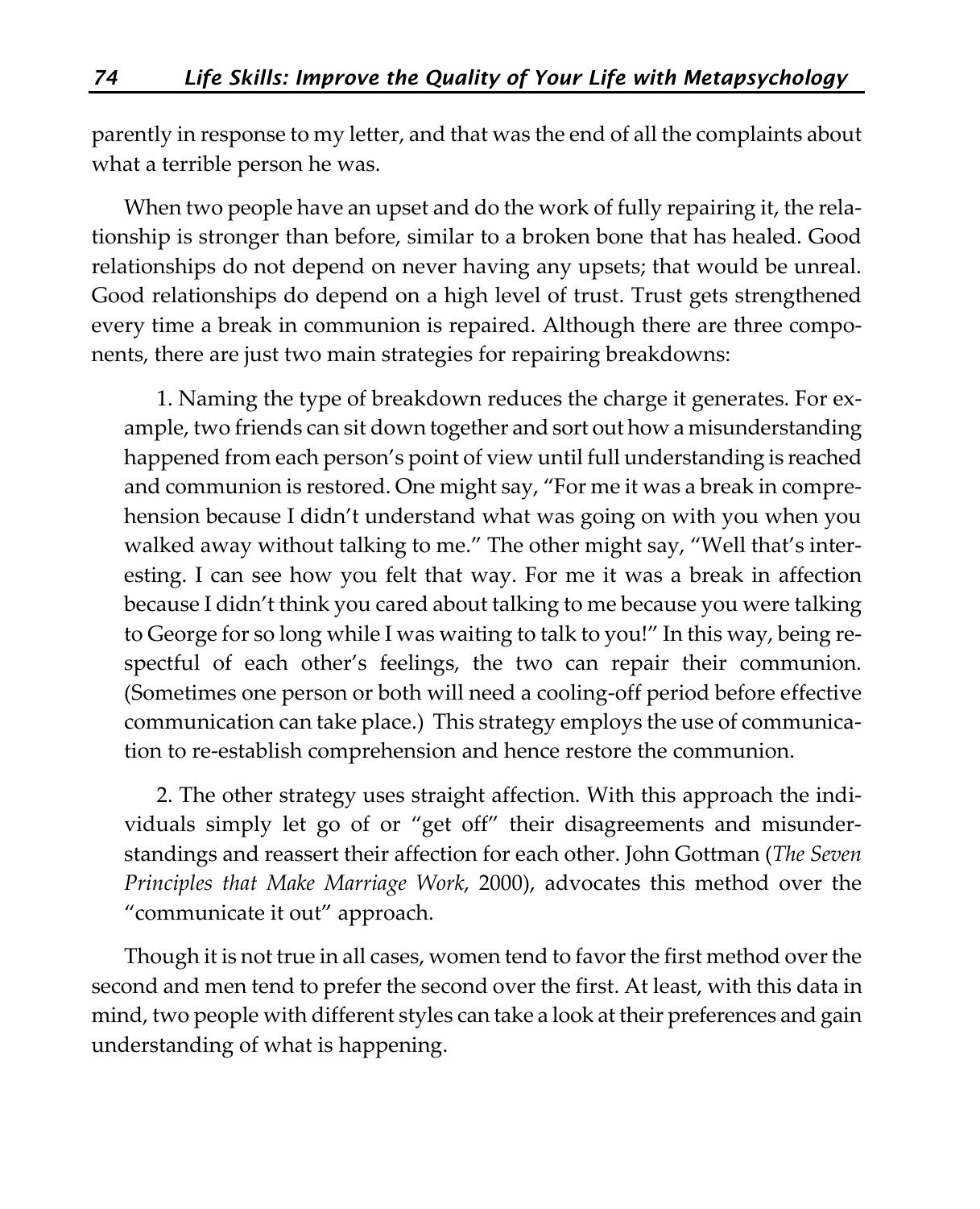parently in response to my letter, and that was the end of all the complaints about what a terrible person he was.

When two people have an upset and do the work of fully repairing it, the relationship is stronger than before, similar to a broken bone that has healed. Good relationships do not depend on never having any upsets; that would be unreal. Good relationships do depend on a high level of trust. Trust gets strengthened every time a break in communion is repaired. Although there are three components, there are just two main strategies for repairing breakdowns:

1. Naming the type of breakdown reduces the charge it generates. For example, two friends can sit down together and sort out how a misunderstanding happened from each person's point of view until full understanding is reached and communion is restored. One might say, "For me it was a break in comprehension because I didn't understand what was going on with you when you walked away without talking to me." The other might say, "Well that's interesting. I can see how you felt that way. For me it was a break in affection because I didn't think you cared about talking to me because you were talking to George for so long while I was waiting to talk to you!" In this way, being respectful of each other's feelings, the two can repair their communion. (Sometimes one person or both will need a cooling-off period before effective communication can take place.) This strategy employs the use of communication to re-establish comprehension and hence restore the communion.

2. The other strategy uses straight affection. With this approach the individuals simply let go of or "get off" their disagreements and misunderstandings and reassert their affection for each other. John Gottman (*The Seven Principles that Make Marriage Work*, 2000), advocates this method over the "communicate it out" approach.

Though it is not true in all cases, women tend to favor the first method over the second and men tend to prefer the second over the first. At least, with this data in mind, two people with different styles can take a look at their preferences and gain understanding of what is happening.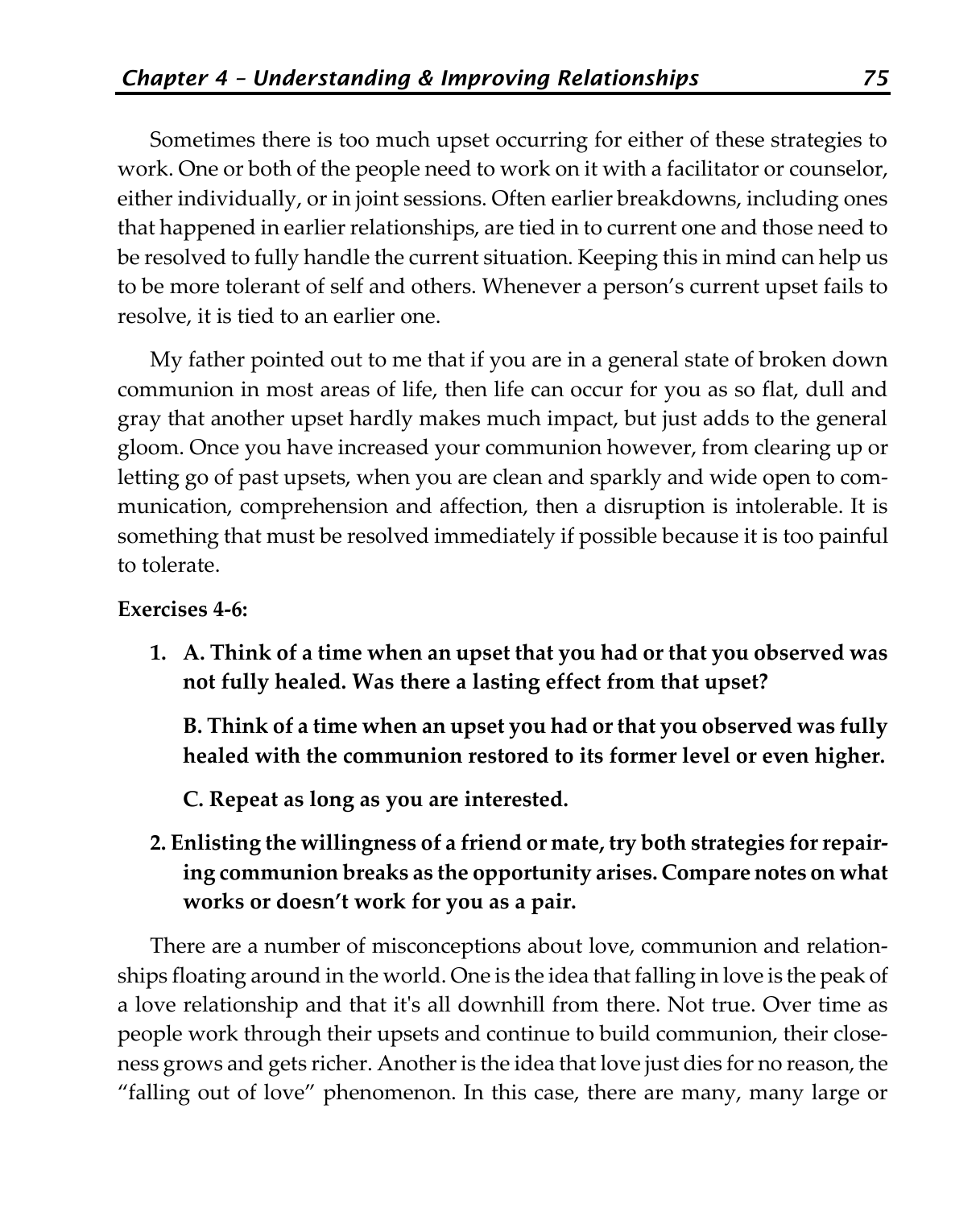Sometimes there is too much upset occurring for either of these strategies to work. One or both of the people need to work on it with a facilitator or counselor, either individually, or in joint sessions. Often earlier breakdowns, including ones that happened in earlier relationships, are tied in to current one and those need to be resolved to fully handle the current situation. Keeping this in mind can help us to be more tolerant of self and others. Whenever a person's current upset fails to resolve, it is tied to an earlier one.

My father pointed out to me that if you are in a general state of broken down communion in most areas of life, then life can occur for you as so flat, dull and gray that another upset hardly makes much impact, but just adds to the general gloom. Once you have increased your communion however, from clearing up or letting go of past upsets, when you are clean and sparkly and wide open to communication, comprehension and affection, then a disruption is intolerable. It is something that must be resolved immediately if possible because it is too painful to tolerate.

**Exercises 4-6:**

1. **A. Think of a time when an upset that you had or that you observed was not fully healed. Was there a lasting effect from that upset?**

   **B. Think of a time when an upset you had or that you observed was fully healed with the communion restored to its former level or even higher.**

   **C. Repeat as long as you are interested.**

2. **Enlisting the willingness of a friend or mate, try both strategies for repairing communion breaks as the opportunity arises. Compare notes on what works or doesn't work for you as a pair.**

There are a number of misconceptions about love, communion and relationships floating around in the world. One is the idea that falling in love is the peak of a love relationship and that it's all downhill from there. Not true. Over time as people work through their upsets and continue to build communion, their closeness grows and gets richer. Another is the idea that love just dies for no reason, the "falling out of love" phenomenon. In this case, there are many, many large or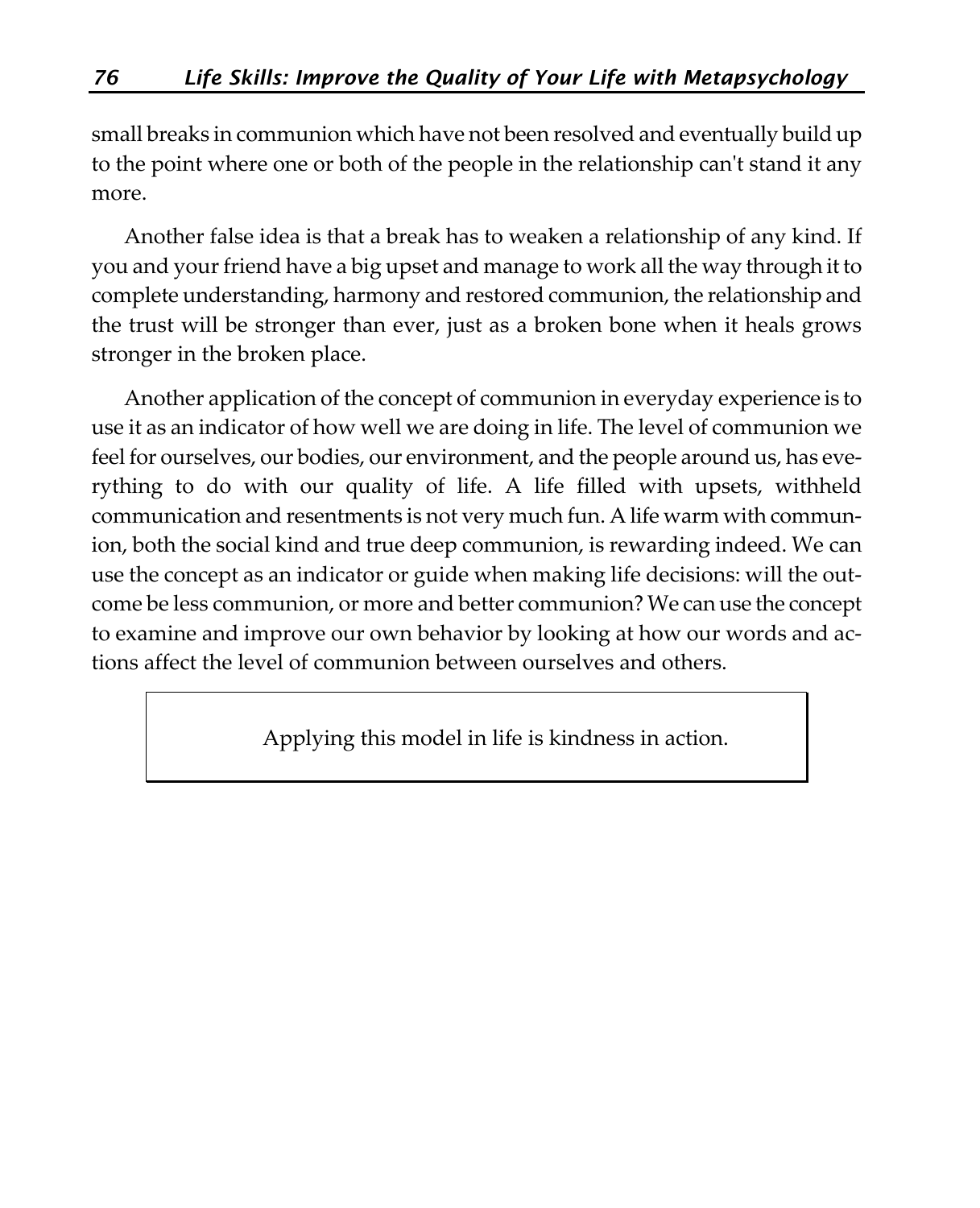small breaks in communion which have not been resolved and eventually build up to the point where one or both of the people in the relationship can't stand it any more.

Another false idea is that a break has to weaken a relationship of any kind. If you and your friend have a big upset and manage to work all the way through it to complete understanding, harmony and restored communion, the relationship and the trust will be stronger than ever, just as a broken bone when it heals grows stronger in the broken place.

Another application of the concept of communion in everyday experience is to use it as an indicator of how well we are doing in life. The level of communion we feel for ourselves, our bodies, our environment, and the people around us, has everything to do with our quality of life. A life filled with upsets, withheld communication and resentments is not very much fun. A life warm with communion, both the social kind and true deep communion, is rewarding indeed. We can use the concept as an indicator or guide when making life decisions: will the outcome be less communion, or more and better communion? We can use the concept to examine and improve our own behavior by looking at how our words and actions affect the level of communion between ourselves and others.

> Applying this model in life is kindness in action.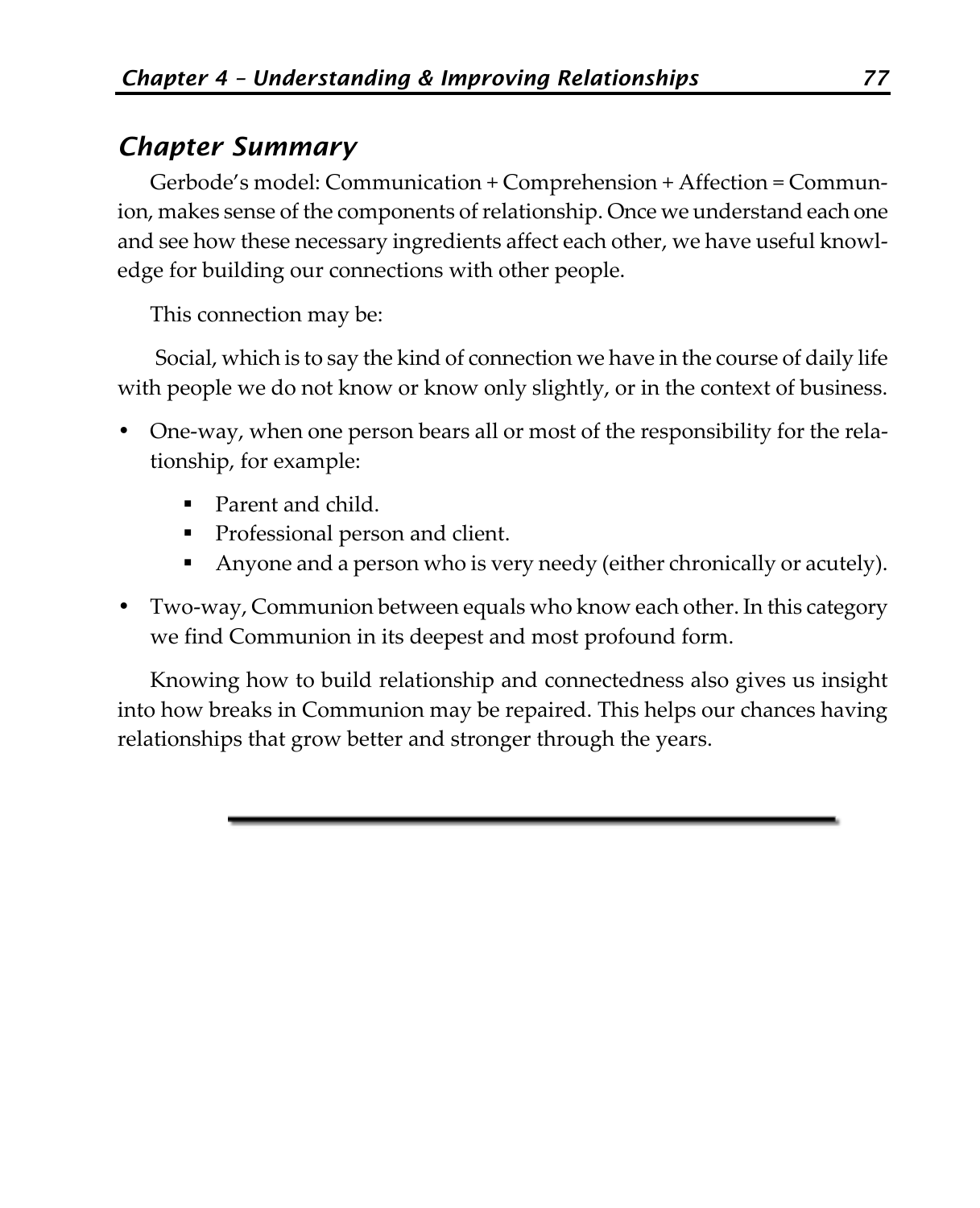## Chapter Summary

Gerbode's model: Communication + Comprehension + Affection = Communion, makes sense of the components of relationship. Once we understand each one and see how these necessary ingredients affect each other, we have useful knowledge for building our connections with other people.

This connection may be:

Social, which is to say the kind of connection we have in the course of daily life with people we do not know or know only slightly, or in the context of business.

- One-way, when one person bears all or most of the responsibility for the relationship, for example:
  - Parent and child.
  - Professional person and client.
  - Anyone and a person who is very needy (either chronically or acutely).
- Two-way, Communion between equals who know each other. In this category we find Communion in its deepest and most profound form.

Knowing how to build relationship and connectedness also gives us insight into how breaks in Communion may be repaired. This helps our chances having relationships that grow better and stronger through the years.